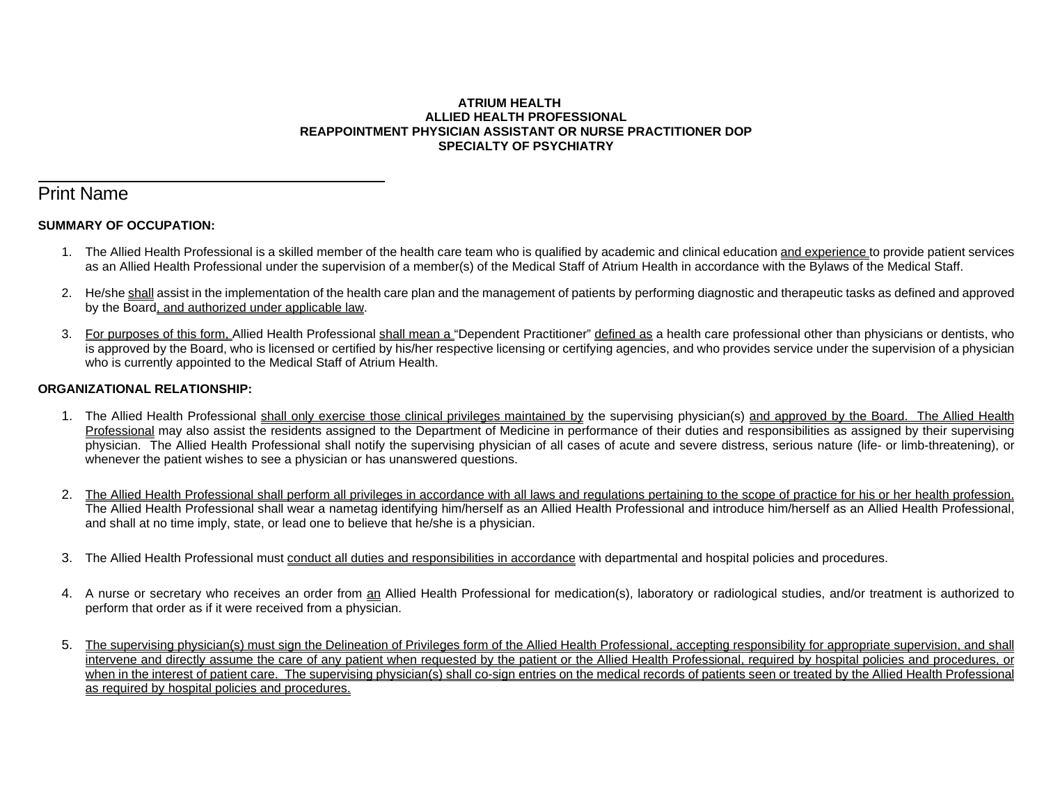**ATRIUM HEALTH**
**ALLIED HEALTH PROFESSIONAL**
**REAPPOINTMENT PHYSICIAN ASSISTANT OR NURSE PRACTITIONER DOP**
**SPECIALTY OF PSYCHIATRY**

\_\_\_\_\_\_\_\_\_\_\_\_\_\_\_\_\_\_\_\_\_\_\_\_\_\_\_\_\_\_\_\_\_\_\_\_\_\_\_\_
Print Name

**SUMMARY OF OCCUPATION:**

1. The Allied Health Professional is a skilled member of the health care team who is qualified by academic and clinical education and experience to provide patient services as an Allied Health Professional under the supervision of a member(s) of the Medical Staff of Atrium Health in accordance with the Bylaws of the Medical Staff.

2. He/she shall assist in the implementation of the health care plan and the management of patients by performing diagnostic and therapeutic tasks as defined and approved by the Board, and authorized under applicable law.

3. For purposes of this form, Allied Health Professional shall mean a "Dependent Practitioner" defined as a health care professional other than physicians or dentists, who is approved by the Board, who is licensed or certified by his/her respective licensing or certifying agencies, and who provides service under the supervision of a physician who is currently appointed to the Medical Staff of Atrium Health.

**ORGANIZATIONAL RELATIONSHIP:**

1. The Allied Health Professional shall only exercise those clinical privileges maintained by the supervising physician(s) and approved by the Board. The Allied Health Professional may also assist the residents assigned to the Department of Medicine in performance of their duties and responsibilities as assigned by their supervising physician. The Allied Health Professional shall notify the supervising physician of all cases of acute and severe distress, serious nature (life- or limb-threatening), or whenever the patient wishes to see a physician or has unanswered questions.

2. The Allied Health Professional shall perform all privileges in accordance with all laws and regulations pertaining to the scope of practice for his or her health profession. The Allied Health Professional shall wear a nametag identifying him/herself as an Allied Health Professional and introduce him/herself as an Allied Health Professional, and shall at no time imply, state, or lead one to believe that he/she is a physician.

3. The Allied Health Professional must conduct all duties and responsibilities in accordance with departmental and hospital policies and procedures.

4. A nurse or secretary who receives an order from an Allied Health Professional for medication(s), laboratory or radiological studies, and/or treatment is authorized to perform that order as if it were received from a physician.

5. The supervising physician(s) must sign the Delineation of Privileges form of the Allied Health Professional, accepting responsibility for appropriate supervision, and shall intervene and directly assume the care of any patient when requested by the patient or the Allied Health Professional, required by hospital policies and procedures, or when in the interest of patient care. The supervising physician(s) shall co-sign entries on the medical records of patients seen or treated by the Allied Health Professional as required by hospital policies and procedures.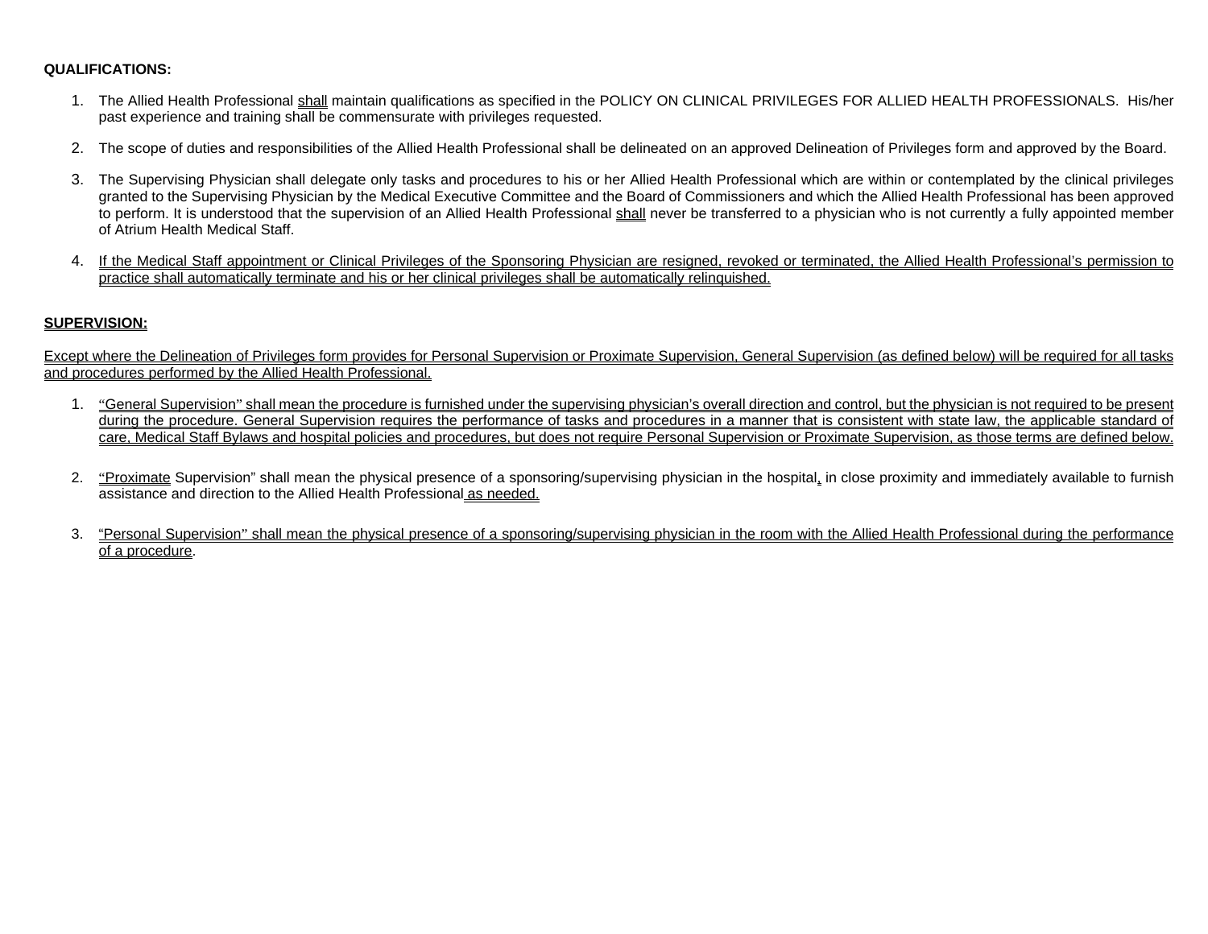**QUALIFICATIONS:**

1. The Allied Health Professional shall maintain qualifications as specified in the POLICY ON CLINICAL PRIVILEGES FOR ALLIED HEALTH PROFESSIONALS. His/her past experience and training shall be commensurate with privileges requested.

2. The scope of duties and responsibilities of the Allied Health Professional shall be delineated on an approved Delineation of Privileges form and approved by the Board.

3. The Supervising Physician shall delegate only tasks and procedures to his or her Allied Health Professional which are within or contemplated by the clinical privileges granted to the Supervising Physician by the Medical Executive Committee and the Board of Commissioners and which the Allied Health Professional has been approved to perform. It is understood that the supervision of an Allied Health Professional shall never be transferred to a physician who is not currently a fully appointed member of Atrium Health Medical Staff.

4. If the Medical Staff appointment or Clinical Privileges of the Sponsoring Physician are resigned, revoked or terminated, the Allied Health Professional's permission to practice shall automatically terminate and his or her clinical privileges shall be automatically relinquished.

**SUPERVISION:**

Except where the Delineation of Privileges form provides for Personal Supervision or Proximate Supervision, General Supervision (as defined below) will be required for all tasks and procedures performed by the Allied Health Professional.

1. "General Supervision" shall mean the procedure is furnished under the supervising physician's overall direction and control, but the physician is not required to be present during the procedure. General Supervision requires the performance of tasks and procedures in a manner that is consistent with state law, the applicable standard of care, Medical Staff Bylaws and hospital policies and procedures, but does not require Personal Supervision or Proximate Supervision, as those terms are defined below.

2. "Proximate Supervision" shall mean the physical presence of a sponsoring/supervising physician in the hospital, in close proximity and immediately available to furnish assistance and direction to the Allied Health Professional as needed.

3. "Personal Supervision" shall mean the physical presence of a sponsoring/supervising physician in the room with the Allied Health Professional during the performance of a procedure.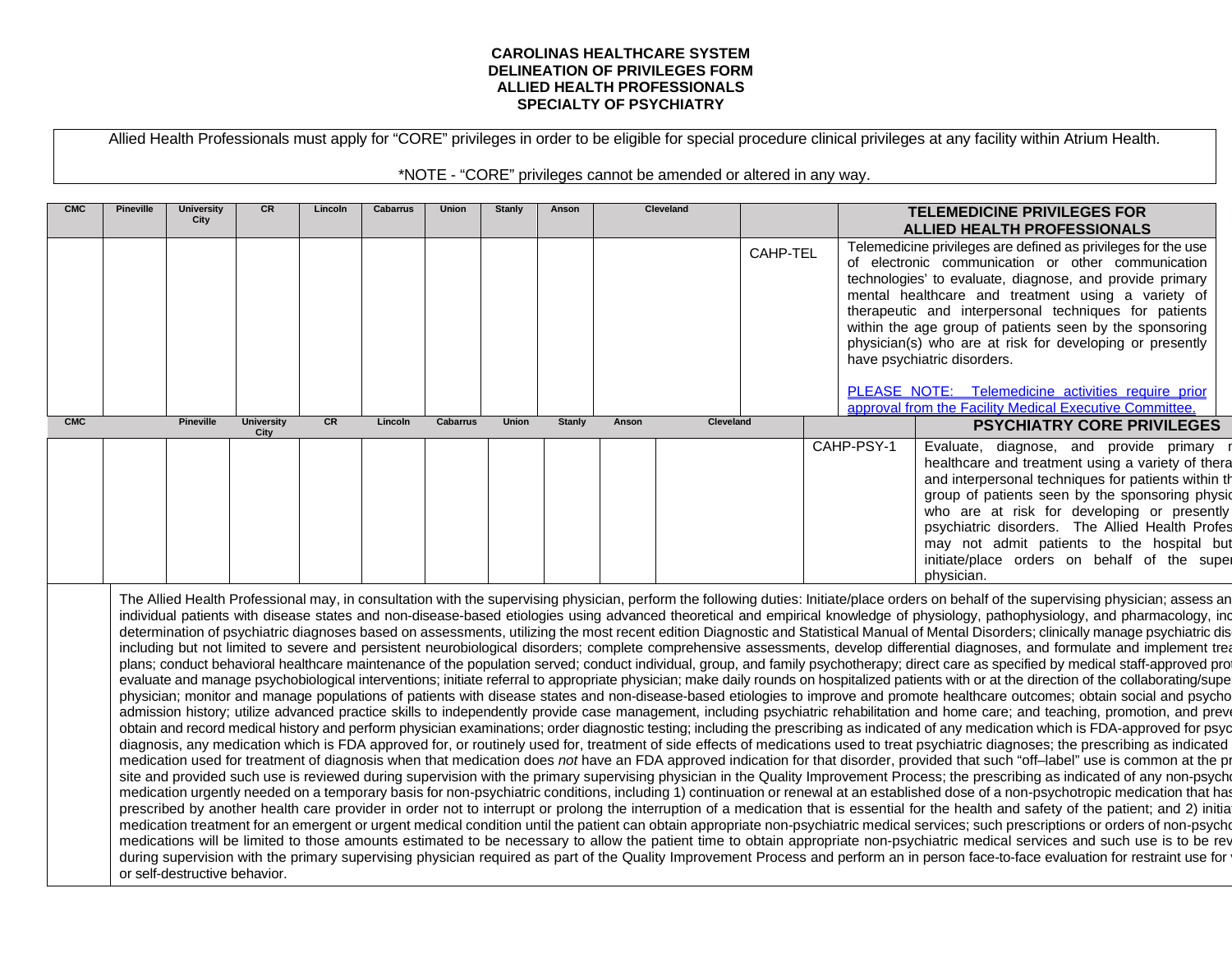**CAROLINAS HEALTHCARE SYSTEM**
**DELINEATION OF PRIVILEGES FORM**
**ALLIED HEALTH PROFESSIONALS**
**SPECIALTY OF PSYCHIATRY**

Allied Health Professionals must apply for "CORE" privileges in order to be eligible for special procedure clinical privileges at any facility within Atrium Health.

*NOTE - "CORE" privileges cannot be amended or altered in any way.

| CMC | Pineville | University City | CR | Lincoln | Cabarrus | Union | Stanly | Anson | Cleveland | | TELEMEDICINE PRIVILEGES FOR ALLIED HEALTH PROFESSIONALS |
|---|---|---|---|---|---|---|---|---|---|---|---|
| | | | | | | | | | | CAHP-TEL | Telemedicine privileges are defined as privileges for the use of electronic communication or other communication technologies' to evaluate, diagnose, and provide primary mental healthcare and treatment using a variety of therapeutic and interpersonal techniques for patients within the age group of patients seen by the sponsoring physician(s) who are at risk for developing or presently have psychiatric disorders. PLEASE NOTE: Telemedicine activities require prior approval from the Facility Medical Executive Committee. |

| CMC | Pineville | University City | CR | Lincoln | Cabarrus | Union | Stanly | Anson | Cleveland | | PSYCHIATRY CORE PRIVILEGES |
|---|---|---|---|---|---|---|---|---|---|---|---|
| | | | | | | | | | | CAHP-PSY-1 | Evaluate, diagnose, and provide primary r healthcare and treatment using a variety of thera and interpersonal techniques for patients within th group of patients seen by the sponsoring physic who are at risk for developing or presently psychiatric disorders. The Allied Health Profes may not admit patients to the hospital but initiate/place orders on behalf of the super physician. |

The Allied Health Professional may, in consultation with the supervising physician, perform the following duties: Initiate/place orders on behalf of the supervising physician; assess an individual patients with disease states and non-disease-based etiologies using advanced theoretical and empirical knowledge of physiology, pathophysiology, and pharmacology, inc determination of psychiatric diagnoses based on assessments, utilizing the most recent edition Diagnostic and Statistical Manual of Mental Disorders; clinically manage psychiatric dis including but not limited to severe and persistent neurobiological disorders; complete comprehensive assessments, develop differential diagnoses, and formulate and implement tre plans; conduct behavioral healthcare maintenance of the population served; conduct individual, group, and family psychotherapy; direct care as specified by medical staff-approved pro evaluate and manage psychobiological interventions; initiate referral to appropriate physician; make daily rounds on hospitalized patients with or at the direction of the collaborating/supe physician; monitor and manage populations of patients with disease states and non-disease-based etiologies to improve and promote healthcare outcomes; obtain social and psycho admission history; utilize advanced practice skills to independently provide case management, including psychiatric rehabilitation and home care; and teaching, promotion, and preve obtain and record medical history and perform physician examinations; order diagnostic testing; including the prescribing as indicated of any medication which is FDA-approved for psyc diagnosis, any medication which is FDA approved for, or routinely used for, treatment of side effects of medications used to treat psychiatric diagnoses; the prescribing as indicated medication used for treatment of diagnosis when that medication does *not* have an FDA approved indication for that disorder, provided that such "off–label" use is common at the pr site and provided such use is reviewed during supervision with the primary supervising physician in the Quality Improvement Process; the prescribing as indicated of any non-psycho medication urgently needed on a temporary basis for non-psychiatric conditions, including 1) continuation or renewal at an established dose of a non-psychotropic medication that has prescribed by another health care provider in order not to interrupt or prolong the interruption of a medication that is essential for the health and safety of the patient; and 2) initia medication treatment for an emergent or urgent medical condition until the patient can obtain appropriate non-psychiatric medical services; such prescriptions or orders of non-psycho medications will be limited to those amounts estimated to be necessary to allow the patient time to obtain appropriate non-psychiatric medical services and such use is to be rev during supervision with the primary supervising physician required as part of the Quality Improvement Process and perform an in person face-to-face evaluation for restraint use for or self-destructive behavior.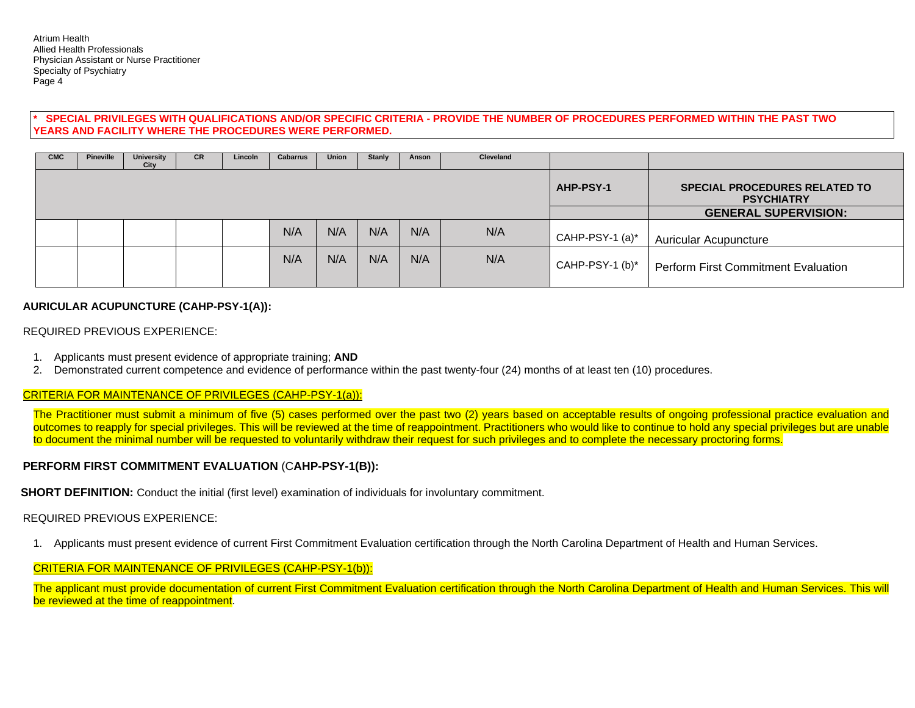**\* SPECIAL PRIVILEGES WITH QUALIFICATIONS AND/OR SPECIFIC CRITERIA - PROVIDE THE NUMBER OF PROCEDURES PERFORMED WITHIN THE PAST TWO YEARS AND FACILITY WHERE THE PROCEDURES WERE PERFORMED.**

| CMC | Pineville | University City | CR | Lincoln | Cabarrus | Union | Stanly | Anson | Cleveland | | |
|---|---|---|---|---|---|---|---|---|---|---|---|
| | | | | | | | | | | **AHP-PSY-1** | **SPECIAL PROCEDURES RELATED TO PSYCHIATRY** |
| | | | | | | | | | | | **GENERAL SUPERVISION:** |
| | | | | | N/A | N/A | N/A | N/A | N/A | CAHP-PSY-1 (a)* | Auricular Acupuncture |
| | | | | | N/A | N/A | N/A | N/A | N/A | CAHP-PSY-1 (b)* | Perform First Commitment Evaluation |

**AURICULAR ACUPUNCTURE (CAHP-PSY-1(A)):**

REQUIRED PREVIOUS EXPERIENCE:

1. Applicants must present evidence of appropriate training; **AND**
2. Demonstrated current competence and evidence of performance within the past twenty-four (24) months of at least ten (10) procedures.

CRITERIA FOR MAINTENANCE OF PRIVILEGES (CAHP-PSY-1(a)):

The Practitioner must submit a minimum of five (5) cases performed over the past two (2) years based on acceptable results of ongoing professional practice evaluation and outcomes to reapply for special privileges. This will be reviewed at the time of reappointment. Practitioners who would like to continue to hold any special privileges but are unable to document the minimal number will be requested to voluntarily withdraw their request for such privileges and to complete the necessary proctoring forms.

**PERFORM FIRST COMMITMENT EVALUATION** (C**AHP-PSY-1(B)):**

**SHORT DEFINITION:** Conduct the initial (first level) examination of individuals for involuntary commitment.

REQUIRED PREVIOUS EXPERIENCE:

1. Applicants must present evidence of current First Commitment Evaluation certification through the North Carolina Department of Health and Human Services.

CRITERIA FOR MAINTENANCE OF PRIVILEGES (CAHP-PSY-1(b)):

The applicant must provide documentation of current First Commitment Evaluation certification through the North Carolina Department of Health and Human Services. This will be reviewed at the time of reappointment.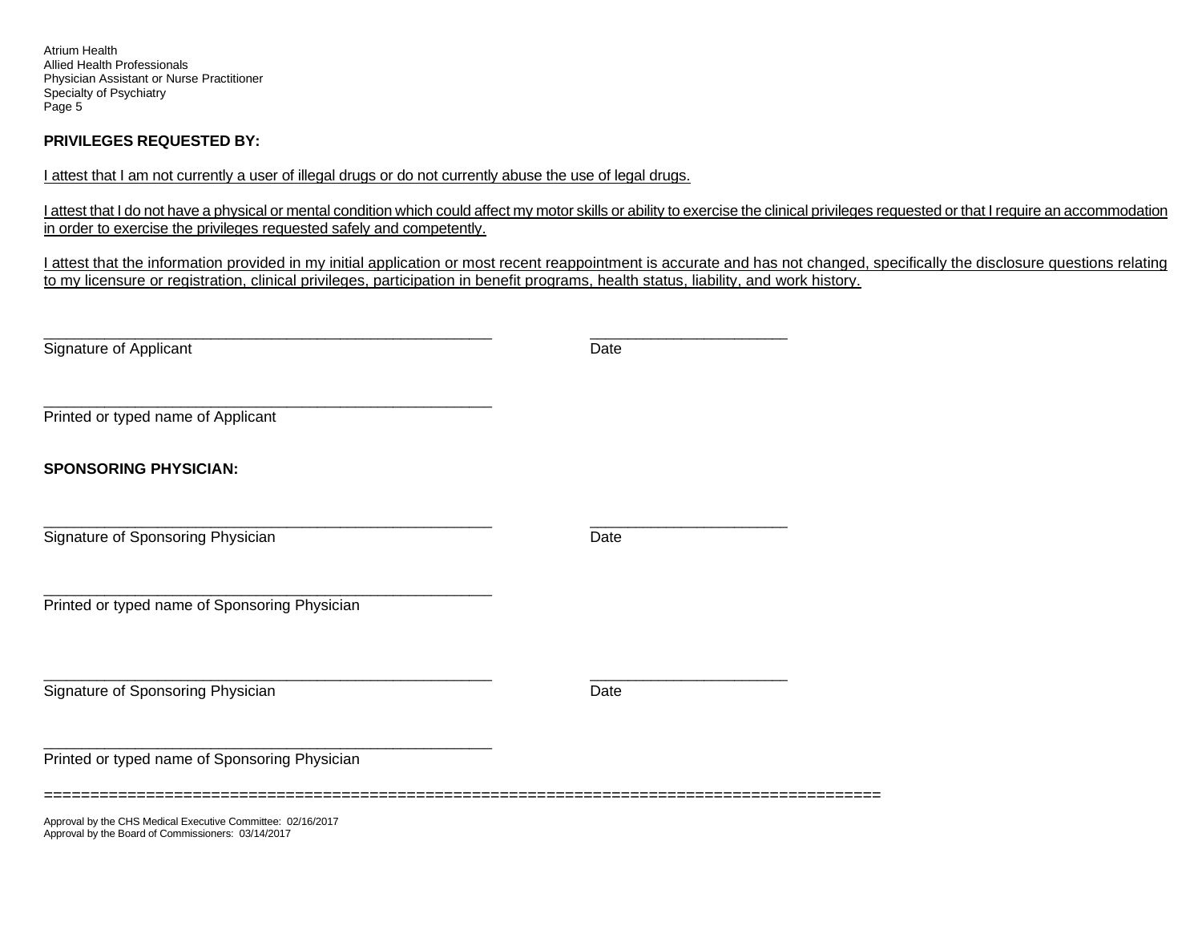**PRIVILEGES REQUESTED BY:**

I attest that I am not currently a user of illegal drugs or do not currently abuse the use of legal drugs.

I attest that I do not have a physical or mental condition which could affect my motor skills or ability to exercise the clinical privileges requested or that I require an accommodation in order to exercise the privileges requested safely and competently.

I attest that the information provided in my initial application or most recent reappointment is accurate and has not changed, specifically the disclosure questions relating to my licensure or registration, clinical privileges, participation in benefit programs, health status, liability, and work history.

_______________________________________________________ _______________________
Signature of Applicant Date

_______________________________________________________
Printed or typed name of Applicant

**SPONSORING PHYSICIAN:**

_______________________________________________________ _______________________
Signature of Sponsoring Physician Date

_______________________________________________________
Printed or typed name of Sponsoring Physician

_______________________________________________________ _______________________
Signature of Sponsoring Physician Date

_______________________________________________________
Printed or typed name of Sponsoring Physician

=====================================================================================

Approval by the CHS Medical Executive Committee: 02/16/2017
Approval by the Board of Commissioners: 03/14/2017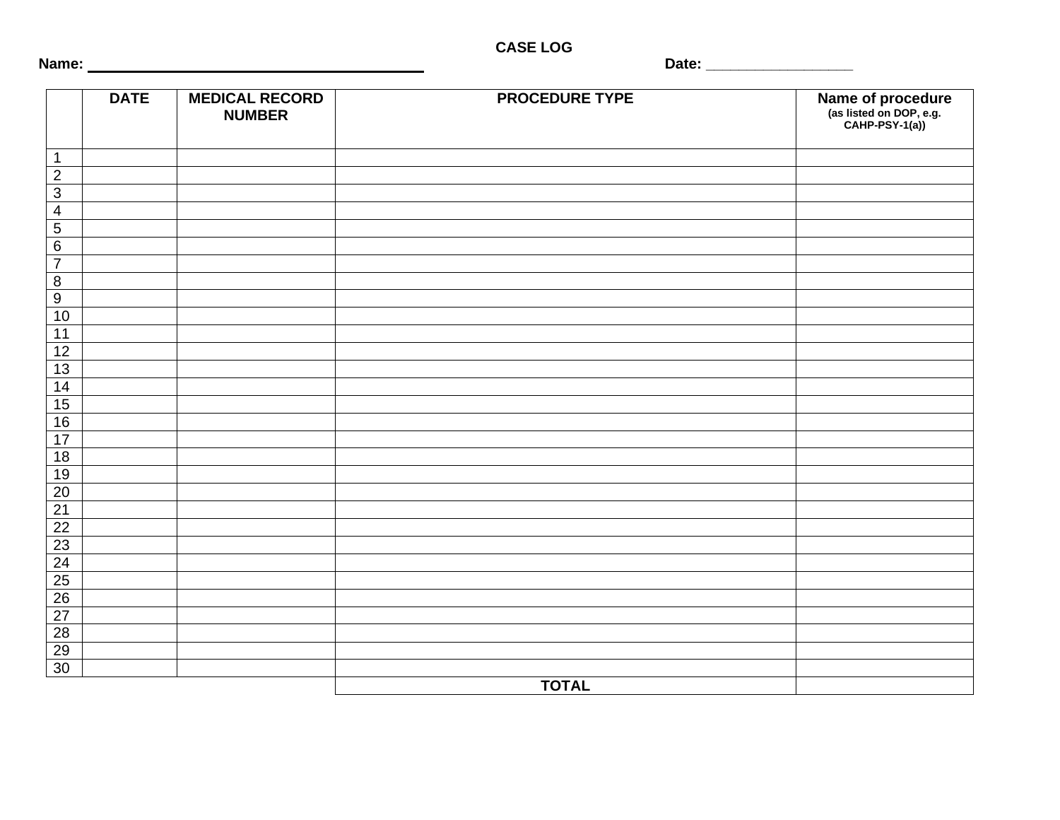# CASE LOG

**Name:** ________________________________________ **Date:** _________________

| | DATE | MEDICAL RECORD NUMBER | PROCEDURE TYPE | Name of procedure (as listed on DOP, e.g. CAHP-PSY-1(a)) |
|---|---|---|---|---|
| 1 | | | | |
| 2 | | | | |
| 3 | | | | |
| 4 | | | | |
| 5 | | | | |
| 6 | | | | |
| 7 | | | | |
| 8 | | | | |
| 9 | | | | |
| 10 | | | | |
| 11 | | | | |
| 12 | | | | |
| 13 | | | | |
| 14 | | | | |
| 15 | | | | |
| 16 | | | | |
| 17 | | | | |
| 18 | | | | |
| 19 | | | | |
| 20 | | | | |
| 21 | | | | |
| 22 | | | | |
| 23 | | | | |
| 24 | | | | |
| 25 | | | | |
| 26 | | | | |
| 27 | | | | |
| 28 | | | | |
| 29 | | | | |
| 30 | | | | |
| | | | **TOTAL** | |